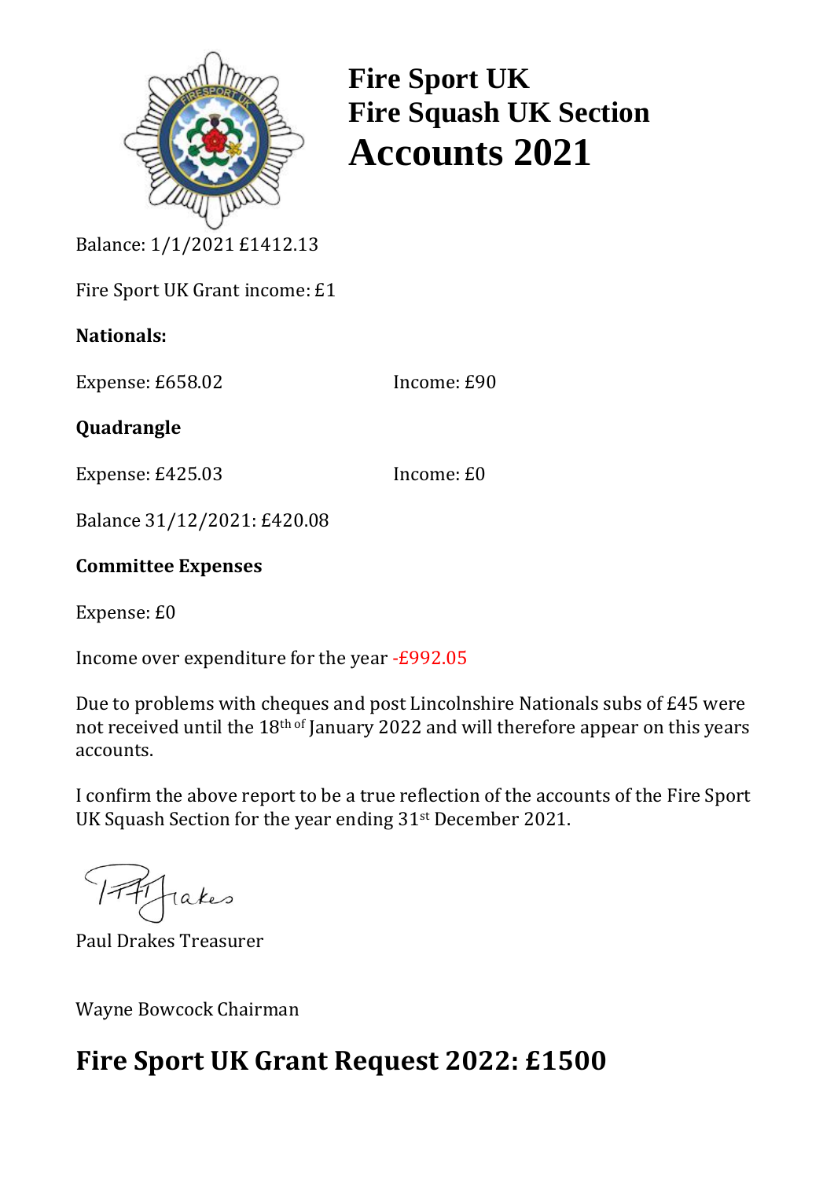# Fire Sport UK
# Fire Squash UK Section
# Accounts 2021

Balance: 1/1/2021 £1412.13

Fire Sport UK Grant income: £1

**Nationals:**

Expense: £658.02 Income: £90

**Quadrangle**

Expense: £425.03 Income: £0

Balance 31/12/2021: £420.08

**Committee Expenses**

Expense: £0

Income over expenditure for the year -£992.05

Due to problems with cheques and post Lincolnshire Nationals subs of £45 were not received until the 18th of January 2022 and will therefore appear on this years accounts.

I confirm the above report to be a true reflection of the accounts of the Fire Sport UK Squash Section for the year ending 31st December 2021.

Paul Drakes Treasurer

Wayne Bowcock Chairman

## Fire Sport UK Grant Request 2022: £1500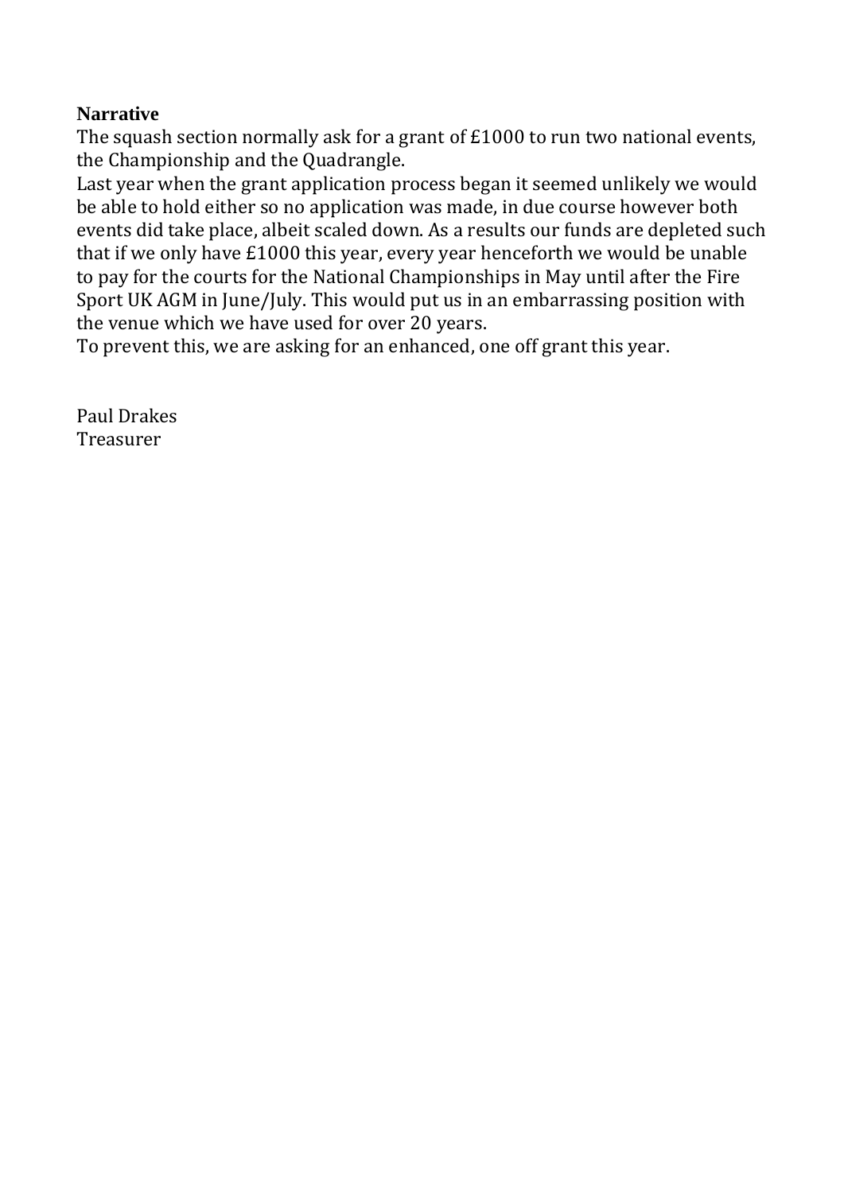**Narrative**

The squash section normally ask for a grant of £1000 to run two national events, the Championship and the Quadrangle.

Last year when the grant application process began it seemed unlikely we would be able to hold either so no application was made, in due course however both events did take place, albeit scaled down. As a results our funds are depleted such that if we only have £1000 this year, every year henceforth we would be unable to pay for the courts for the National Championships in May until after the Fire Sport UK AGM in June/July. This would put us in an embarrassing position with the venue which we have used for over 20 years.

To prevent this, we are asking for an enhanced, one off grant this year.

Paul Drakes
Treasurer